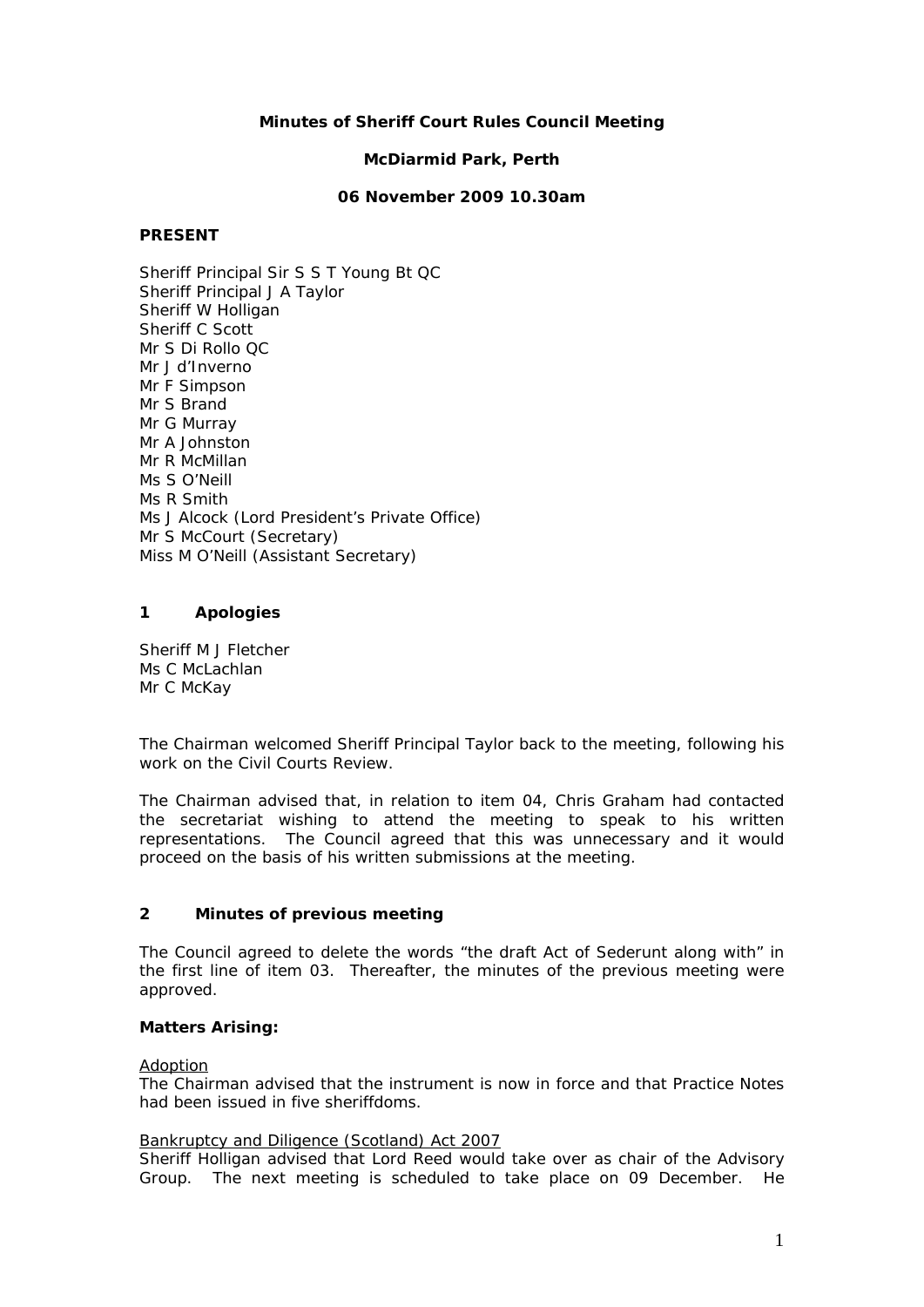**Minutes of Sheriff Court Rules Council Meeting**

**McDiarmid Park, Perth**

**06 November 2009 10.30am**

**PRESENT**

Sheriff Principal Sir S S T Young Bt QC
Sheriff Principal J A Taylor
Sheriff W Holligan
Sheriff C Scott
Mr S Di Rollo QC
Mr J d'Inverno
Mr F Simpson
Mr S Brand
Mr G Murray
Mr A Johnston
Mr R McMillan
Ms S O'Neill
Ms R Smith
Ms J Alcock (Lord President's Private Office)
Mr S McCourt (Secretary)
Miss M O'Neill (Assistant Secretary)

## 1 Apologies

Sheriff M J Fletcher
Ms C McLachlan
Mr C McKay

The Chairman welcomed Sheriff Principal Taylor back to the meeting, following his work on the Civil Courts Review.

The Chairman advised that, in relation to item 04, Chris Graham had contacted the secretariat wishing to attend the meeting to speak to his written representations. The Council agreed that this was unnecessary and it would proceed on the basis of his written submissions at the meeting.

## 2 Minutes of previous meeting

The Council agreed to delete the words "the draft Act of Sederunt along with" in the first line of item 03. Thereafter, the minutes of the previous meeting were approved.

**Matters Arising:**

Adoption
The Chairman advised that the instrument is now in force and that Practice Notes had been issued in five sheriffdoms.

Bankruptcy and Diligence (Scotland) Act 2007
Sheriff Holligan advised that Lord Reed would take over as chair of the Advisory Group. The next meeting is scheduled to take place on 09 December. He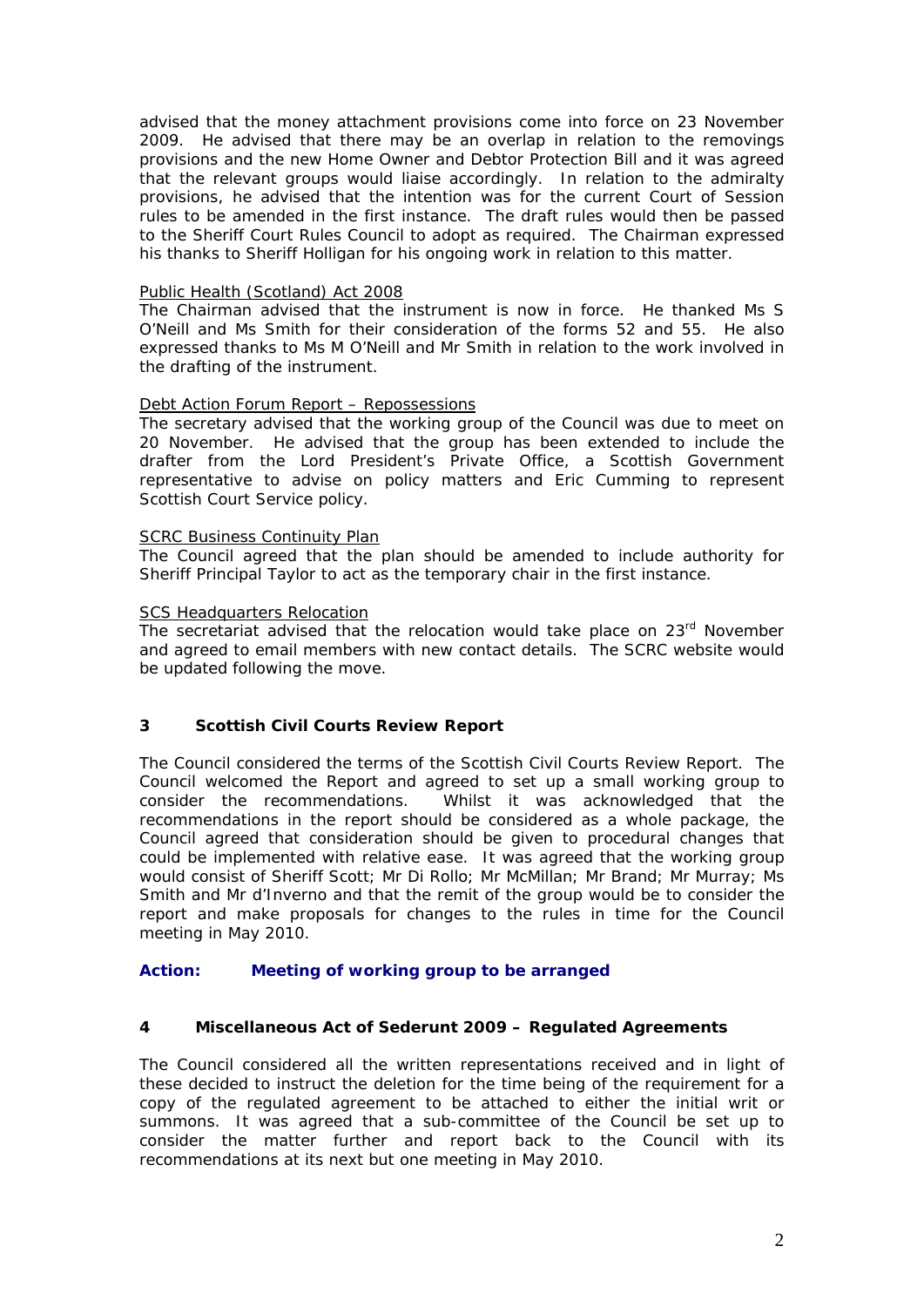advised that the money attachment provisions come into force on 23 November 2009. He advised that there may be an overlap in relation to the removings provisions and the new Home Owner and Debtor Protection Bill and it was agreed that the relevant groups would liaise accordingly. In relation to the admiralty provisions, he advised that the intention was for the current Court of Session rules to be amended in the first instance. The draft rules would then be passed to the Sheriff Court Rules Council to adopt as required. The Chairman expressed his thanks to Sheriff Holligan for his ongoing work in relation to this matter.

<u>Public Health (Scotland) Act 2008</u>
The Chairman advised that the instrument is now in force. He thanked Ms S O'Neill and Ms Smith for their consideration of the forms 52 and 55. He also expressed thanks to Ms M O'Neill and Mr Smith in relation to the work involved in the drafting of the instrument.

<u>Debt Action Forum Report – Repossessions</u>
The secretary advised that the working group of the Council was due to meet on 20 November. He advised that the group has been extended to include the drafter from the Lord President's Private Office, a Scottish Government representative to advise on policy matters and Eric Cumming to represent Scottish Court Service policy.

<u>SCRC Business Continuity Plan</u>
The Council agreed that the plan should be amended to include authority for Sheriff Principal Taylor to act as the temporary chair in the first instance.

<u>SCS Headquarters Relocation</u>
The secretariat advised that the relocation would take place on 23rd November and agreed to email members with new contact details. The SCRC website would be updated following the move.

## 3 Scottish Civil Courts Review Report

The Council considered the terms of the Scottish Civil Courts Review Report. The Council welcomed the Report and agreed to set up a small working group to consider the recommendations. Whilst it was acknowledged that the recommendations in the report should be considered as a whole package, the Council agreed that consideration should be given to procedural changes that could be implemented with relative ease. It was agreed that the working group would consist of Sheriff Scott; Mr Di Rollo; Mr McMillan; Mr Brand; Mr Murray; Ms Smith and Mr d'Inverno and that the remit of the group would be to consider the report and make proposals for changes to the rules in time for the Council meeting in May 2010.

**Action: Meeting of working group to be arranged**

## 4 Miscellaneous Act of Sederunt 2009 – Regulated Agreements

The Council considered all the written representations received and in light of these decided to instruct the deletion for the time being of the requirement for a copy of the regulated agreement to be attached to either the initial writ or summons. It was agreed that a sub-committee of the Council be set up to consider the matter further and report back to the Council with its recommendations at its next but one meeting in May 2010.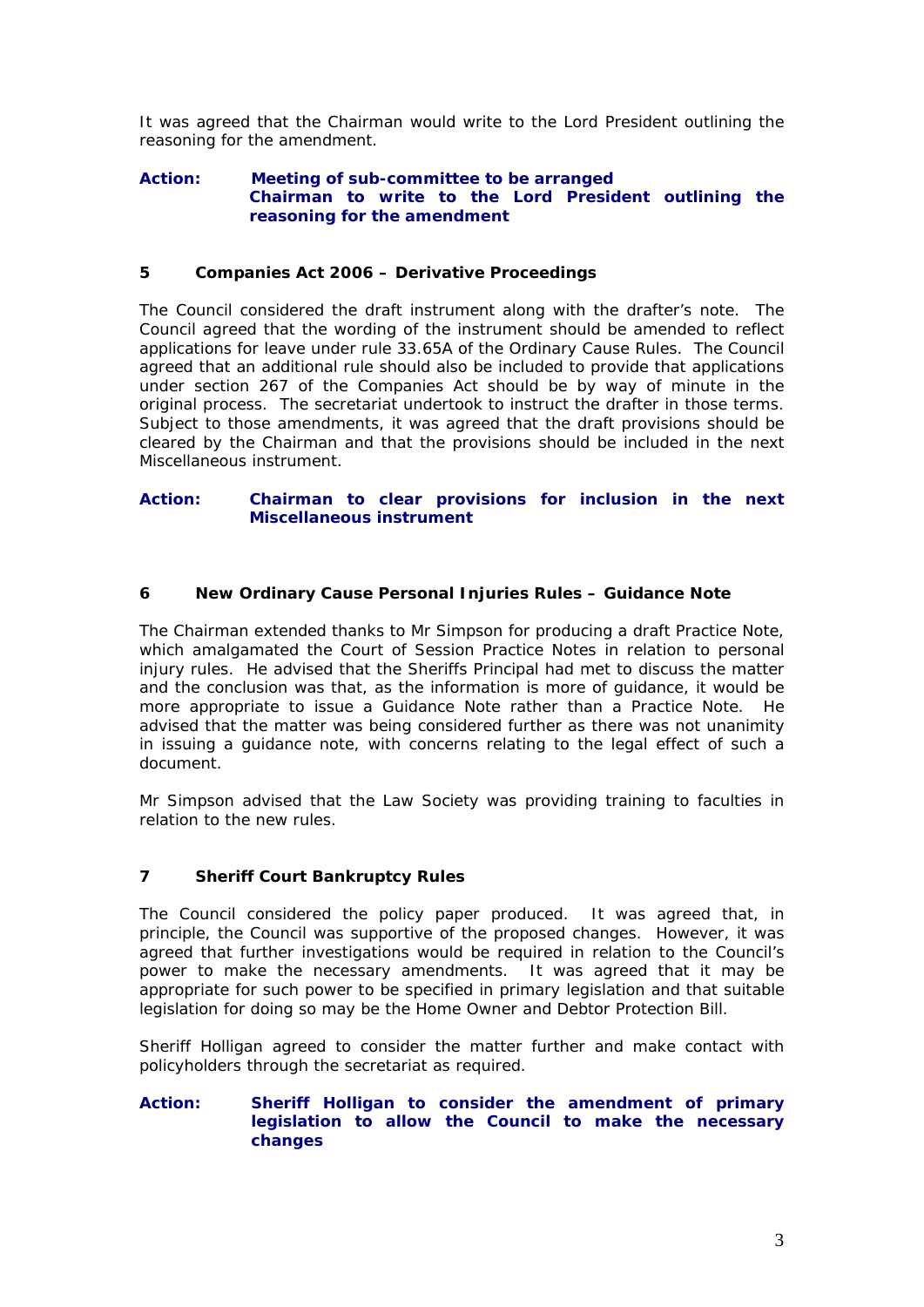It was agreed that the Chairman would write to the Lord President outlining the reasoning for the amendment.

**Action: Meeting of sub-committee to be arranged**
**Chairman to write to the Lord President outlining the reasoning for the amendment**

## 5 Companies Act 2006 – Derivative Proceedings

The Council considered the draft instrument along with the drafter's note. The Council agreed that the wording of the instrument should be amended to reflect applications for leave under rule 33.65A of the Ordinary Cause Rules. The Council agreed that an additional rule should also be included to provide that applications under section 267 of the Companies Act should be by way of minute in the original process. The secretariat undertook to instruct the drafter in those terms. Subject to those amendments, it was agreed that the draft provisions should be cleared by the Chairman and that the provisions should be included in the next Miscellaneous instrument.

**Action: Chairman to clear provisions for inclusion in the next Miscellaneous instrument**

## 6 New Ordinary Cause Personal Injuries Rules – Guidance Note

The Chairman extended thanks to Mr Simpson for producing a draft Practice Note, which amalgamated the Court of Session Practice Notes in relation to personal injury rules. He advised that the Sheriffs Principal had met to discuss the matter and the conclusion was that, as the information is more of guidance, it would be more appropriate to issue a Guidance Note rather than a Practice Note. He advised that the matter was being considered further as there was not unanimity in issuing a guidance note, with concerns relating to the legal effect of such a document.

Mr Simpson advised that the Law Society was providing training to faculties in relation to the new rules.

## 7 Sheriff Court Bankruptcy Rules

The Council considered the policy paper produced. It was agreed that, in principle, the Council was supportive of the proposed changes. However, it was agreed that further investigations would be required in relation to the Council's power to make the necessary amendments. It was agreed that it may be appropriate for such power to be specified in primary legislation and that suitable legislation for doing so may be the Home Owner and Debtor Protection Bill.

Sheriff Holligan agreed to consider the matter further and make contact with policyholders through the secretariat as required.

**Action: Sheriff Holligan to consider the amendment of primary legislation to allow the Council to make the necessary changes**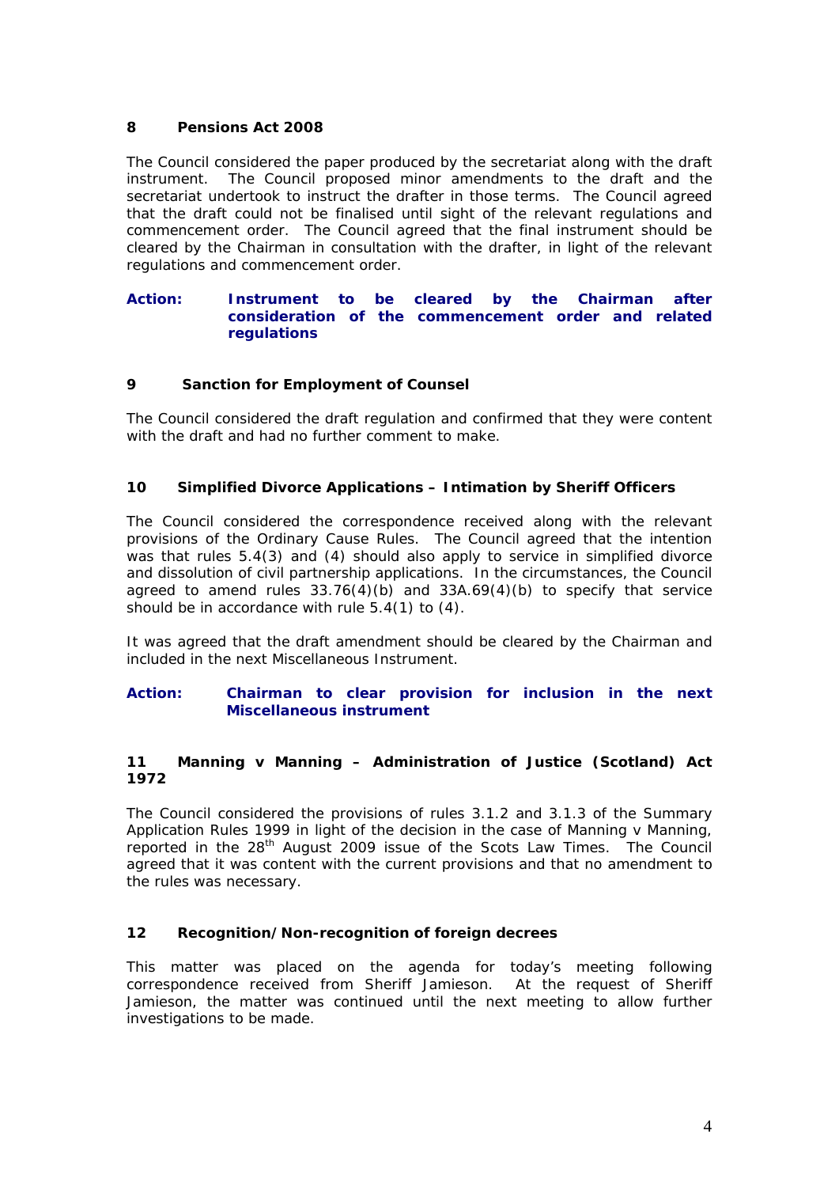## 8 Pensions Act 2008

The Council considered the paper produced by the secretariat along with the draft instrument. The Council proposed minor amendments to the draft and the secretariat undertook to instruct the drafter in those terms. The Council agreed that the draft could not be finalised until sight of the relevant regulations and commencement order. The Council agreed that the final instrument should be cleared by the Chairman in consultation with the drafter, in light of the relevant regulations and commencement order.

**Action: Instrument to be cleared by the Chairman after consideration of the commencement order and related regulations**

## 9 Sanction for Employment of Counsel

The Council considered the draft regulation and confirmed that they were content with the draft and had no further comment to make.

## 10 Simplified Divorce Applications – Intimation by Sheriff Officers

The Council considered the correspondence received along with the relevant provisions of the Ordinary Cause Rules. The Council agreed that the intention was that rules 5.4(3) and (4) should also apply to service in simplified divorce and dissolution of civil partnership applications. In the circumstances, the Council agreed to amend rules 33.76(4)(b) and 33A.69(4)(b) to specify that service should be in accordance with rule 5.4(1) to (4).

It was agreed that the draft amendment should be cleared by the Chairman and included in the next Miscellaneous Instrument.

**Action: Chairman to clear provision for inclusion in the next Miscellaneous instrument**

## 11 Manning v Manning – Administration of Justice (Scotland) Act 1972

The Council considered the provisions of rules 3.1.2 and 3.1.3 of the Summary Application Rules 1999 in light of the decision in the case of Manning v Manning, reported in the 28th August 2009 issue of the Scots Law Times. The Council agreed that it was content with the current provisions and that no amendment to the rules was necessary.

## 12 Recognition/Non-recognition of foreign decrees

This matter was placed on the agenda for today's meeting following correspondence received from Sheriff Jamieson. At the request of Sheriff Jamieson, the matter was continued until the next meeting to allow further investigations to be made.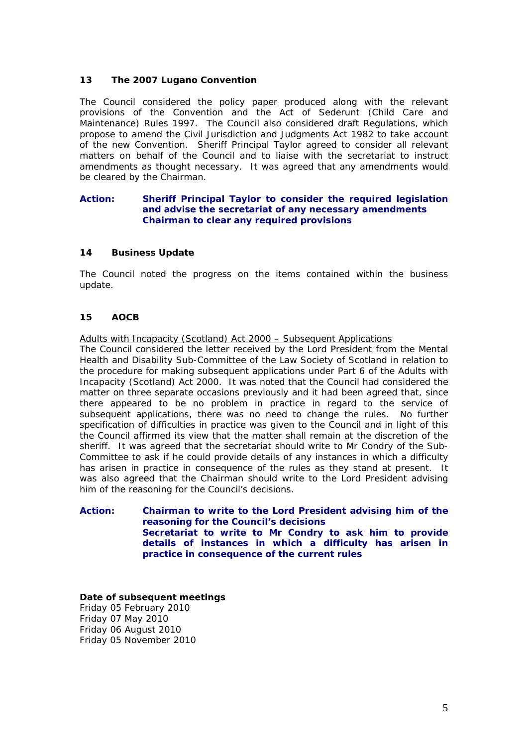## 13 The 2007 Lugano Convention

The Council considered the policy paper produced along with the relevant provisions of the Convention and the Act of Sederunt (Child Care and Maintenance) Rules 1997. The Council also considered draft Regulations, which propose to amend the Civil Jurisdiction and Judgments Act 1982 to take account of the new Convention. Sheriff Principal Taylor agreed to consider all relevant matters on behalf of the Council and to liaise with the secretariat to instruct amendments as thought necessary. It was agreed that any amendments would be cleared by the Chairman.

**Action: Sheriff Principal Taylor to consider the required legislation and advise the secretariat of any necessary amendments**
**Chairman to clear any required provisions**

## 14 Business Update

The Council noted the progress on the items contained within the business update.

## 15 AOCB

Adults with Incapacity (Scotland) Act 2000 – Subsequent Applications

The Council considered the letter received by the Lord President from the Mental Health and Disability Sub-Committee of the Law Society of Scotland in relation to the procedure for making subsequent applications under Part 6 of the Adults with Incapacity (Scotland) Act 2000. It was noted that the Council had considered the matter on three separate occasions previously and it had been agreed that, since there appeared to be no problem in practice in regard to the service of subsequent applications, there was no need to change the rules. No further specification of difficulties in practice was given to the Council and in light of this the Council affirmed its view that the matter shall remain at the discretion of the sheriff. It was agreed that the secretariat should write to Mr Condry of the Sub-Committee to ask if he could provide details of any instances in which a difficulty has arisen in practice in consequence of the rules as they stand at present. It was also agreed that the Chairman should write to the Lord President advising him of the reasoning for the Council's decisions.

**Action: Chairman to write to the Lord President advising him of the reasoning for the Council's decisions**
**Secretariat to write to Mr Condry to ask him to provide details of instances in which a difficulty has arisen in practice in consequence of the current rules**

**Date of subsequent meetings**
Friday 05 February 2010
Friday 07 May 2010
Friday 06 August 2010
Friday 05 November 2010